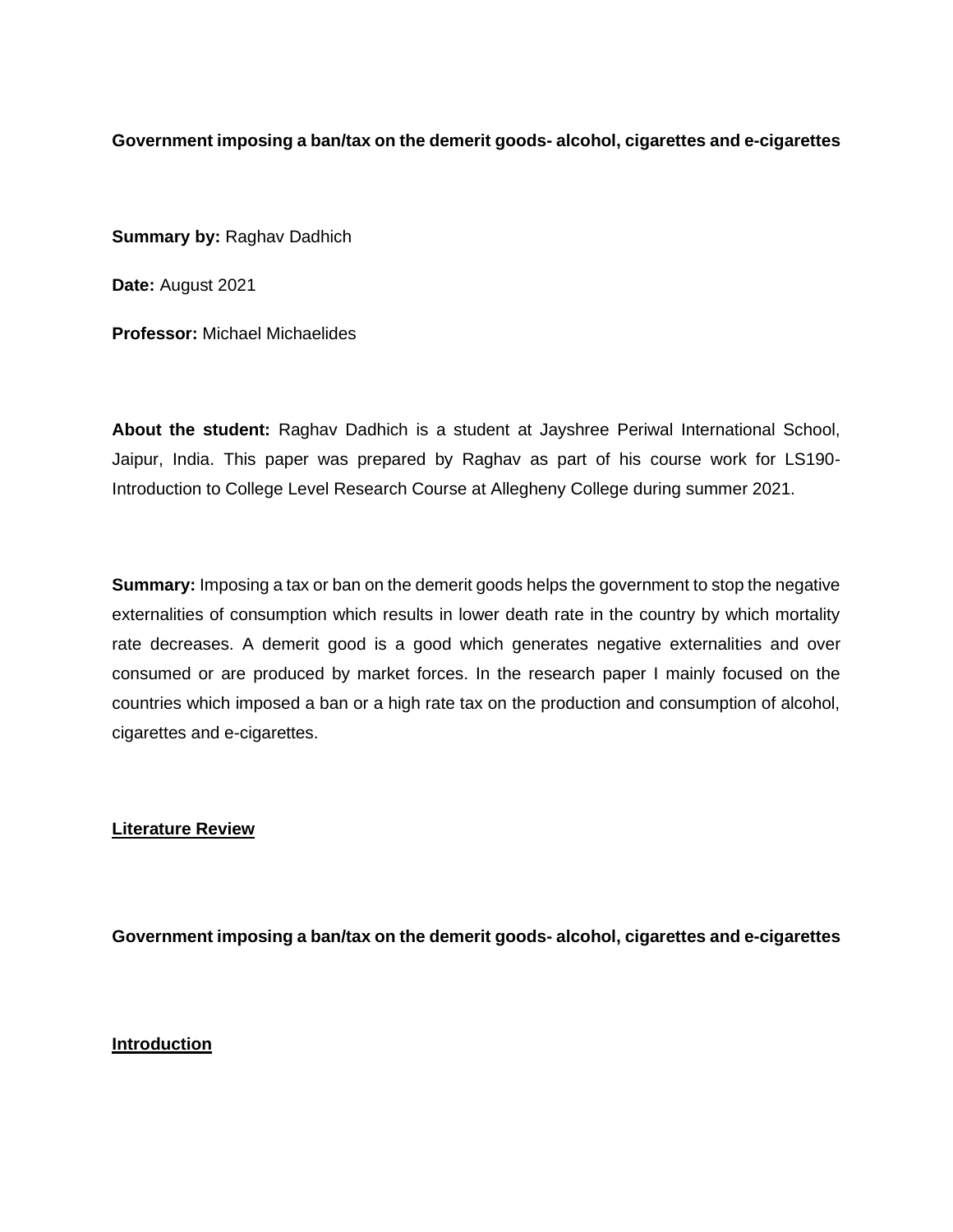**Government imposing a ban/tax on the demerit goods- alcohol, cigarettes and e-cigarettes**

**Summary by:** Raghav Dadhich

**Date:** August 2021

**Professor:** Michael Michaelides

**About the student:** Raghav Dadhich is a student at Jayshree Periwal International School, Jaipur, India. This paper was prepared by Raghav as part of his course work for LS190- Introduction to College Level Research Course at Allegheny College during summer 2021.

**Summary:** Imposing a tax or ban on the demerit goods helps the government to stop the negative externalities of consumption which results in lower death rate in the country by which mortality rate decreases. A demerit good is a good which generates negative externalities and over consumed or are produced by market forces. In the research paper I mainly focused on the countries which imposed a ban or a high rate tax on the production and consumption of alcohol, cigarettes and e-cigarettes.

## Literature Review

**Government imposing a ban/tax on the demerit goods- alcohol, cigarettes and e-cigarettes**

## Introduction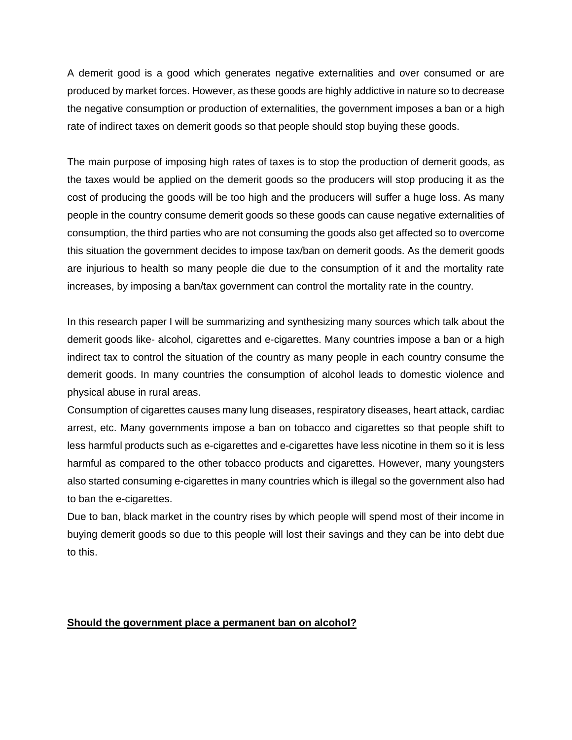A demerit good is a good which generates negative externalities and over consumed or are produced by market forces. However, as these goods are highly addictive in nature so to decrease the negative consumption or production of externalities, the government imposes a ban or a high rate of indirect taxes on demerit goods so that people should stop buying these goods.

The main purpose of imposing high rates of taxes is to stop the production of demerit goods, as the taxes would be applied on the demerit goods so the producers will stop producing it as the cost of producing the goods will be too high and the producers will suffer a huge loss. As many people in the country consume demerit goods so these goods can cause negative externalities of consumption, the third parties who are not consuming the goods also get affected so to overcome this situation the government decides to impose tax/ban on demerit goods. As the demerit goods are injurious to health so many people die due to the consumption of it and the mortality rate increases, by imposing a ban/tax government can control the mortality rate in the country.

In this research paper I will be summarizing and synthesizing many sources which talk about the demerit goods like- alcohol, cigarettes and e-cigarettes. Many countries impose a ban or a high indirect tax to control the situation of the country as many people in each country consume the demerit goods. In many countries the consumption of alcohol leads to domestic violence and physical abuse in rural areas.

Consumption of cigarettes causes many lung diseases, respiratory diseases, heart attack, cardiac arrest, etc. Many governments impose a ban on tobacco and cigarettes so that people shift to less harmful products such as e-cigarettes and e-cigarettes have less nicotine in them so it is less harmful as compared to the other tobacco products and cigarettes. However, many youngsters also started consuming e-cigarettes in many countries which is illegal so the government also had to ban the e-cigarettes.

Due to ban, black market in the country rises by which people will spend most of their income in buying demerit goods so due to this people will lost their savings and they can be into debt due to this.

**<u>Should the government place a permanent ban on alcohol?</u>**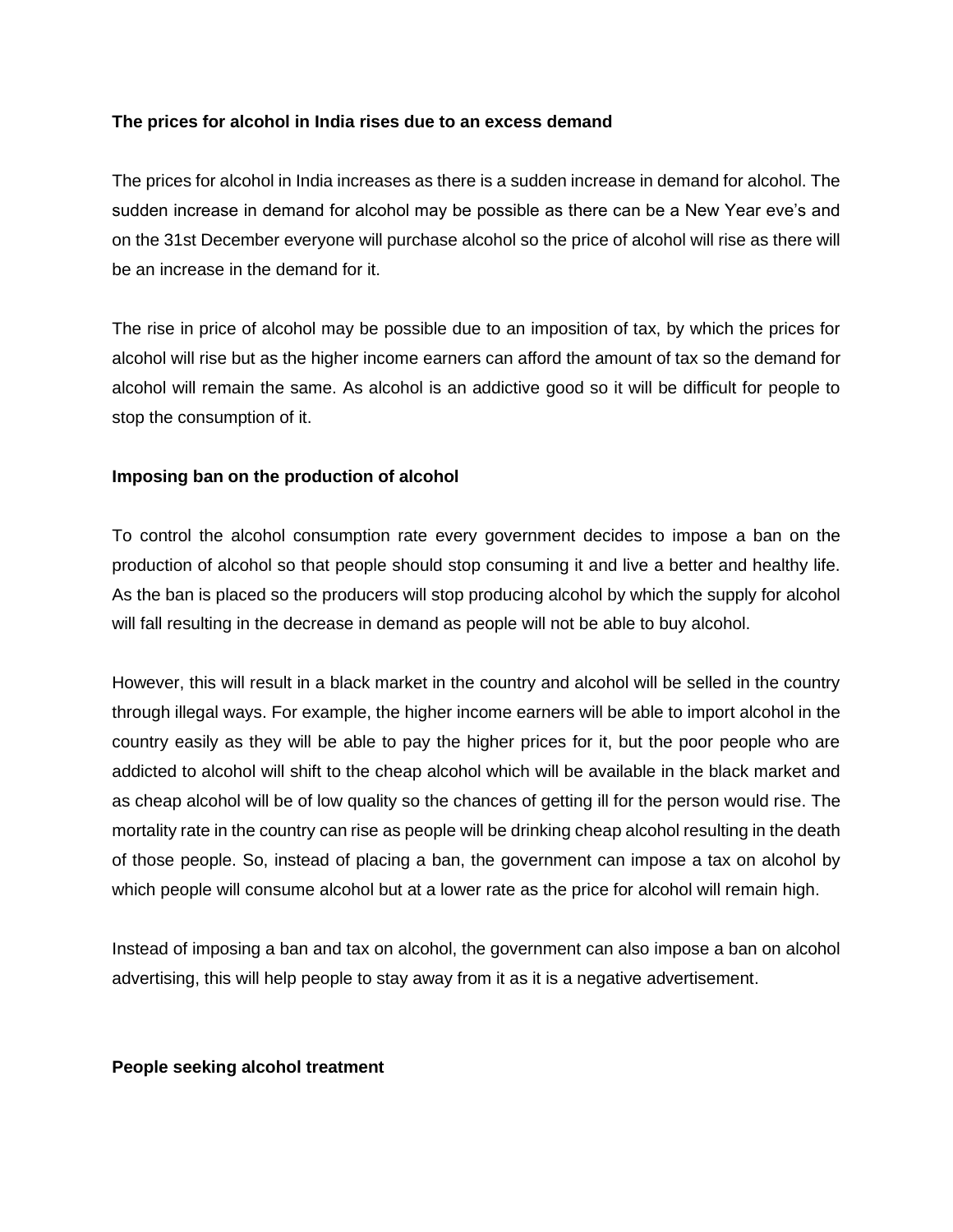**The prices for alcohol in India rises due to an excess demand**

The prices for alcohol in India increases as there is a sudden increase in demand for alcohol. The sudden increase in demand for alcohol may be possible as there can be a New Year eve's and on the 31st December everyone will purchase alcohol so the price of alcohol will rise as there will be an increase in the demand for it.

The rise in price of alcohol may be possible due to an imposition of tax, by which the prices for alcohol will rise but as the higher income earners can afford the amount of tax so the demand for alcohol will remain the same. As alcohol is an addictive good so it will be difficult for people to stop the consumption of it.

**Imposing ban on the production of alcohol**

To control the alcohol consumption rate every government decides to impose a ban on the production of alcohol so that people should stop consuming it and live a better and healthy life. As the ban is placed so the producers will stop producing alcohol by which the supply for alcohol will fall resulting in the decrease in demand as people will not be able to buy alcohol.

However, this will result in a black market in the country and alcohol will be selled in the country through illegal ways. For example, the higher income earners will be able to import alcohol in the country easily as they will be able to pay the higher prices for it, but the poor people who are addicted to alcohol will shift to the cheap alcohol which will be available in the black market and as cheap alcohol will be of low quality so the chances of getting ill for the person would rise. The mortality rate in the country can rise as people will be drinking cheap alcohol resulting in the death of those people. So, instead of placing a ban, the government can impose a tax on alcohol by which people will consume alcohol but at a lower rate as the price for alcohol will remain high.

Instead of imposing a ban and tax on alcohol, the government can also impose a ban on alcohol advertising, this will help people to stay away from it as it is a negative advertisement.

**People seeking alcohol treatment**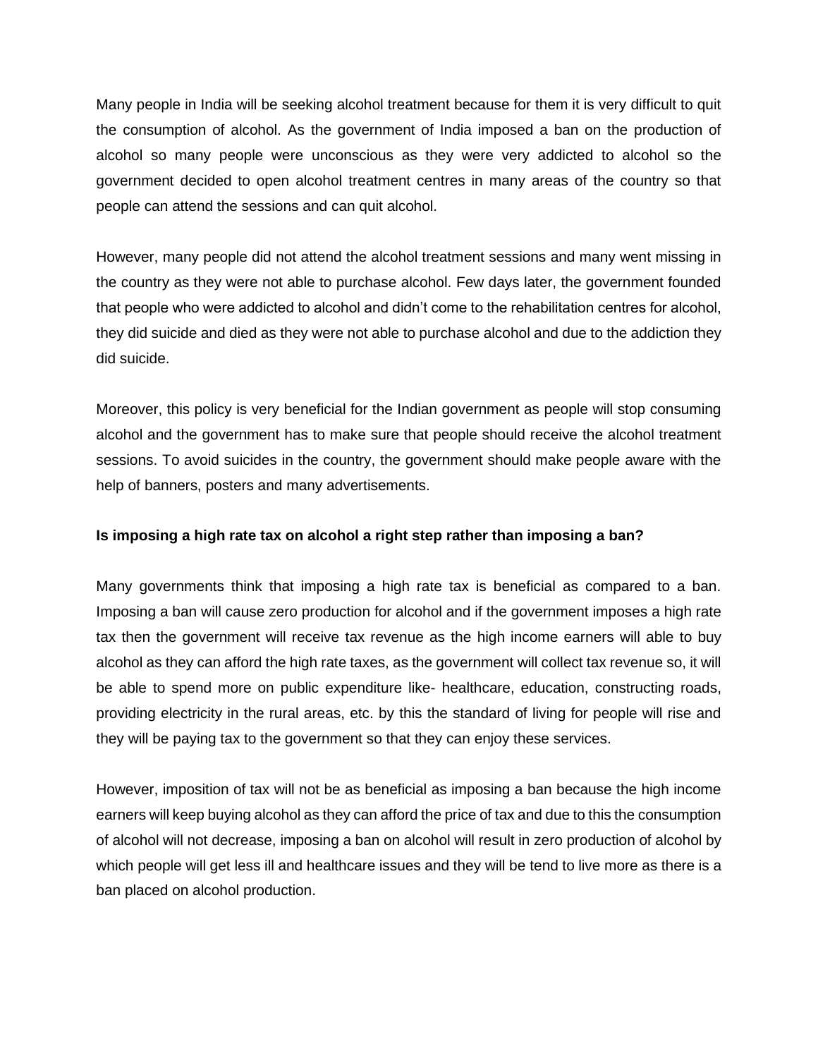Many people in India will be seeking alcohol treatment because for them it is very difficult to quit the consumption of alcohol. As the government of India imposed a ban on the production of alcohol so many people were unconscious as they were very addicted to alcohol so the government decided to open alcohol treatment centres in many areas of the country so that people can attend the sessions and can quit alcohol.

However, many people did not attend the alcohol treatment sessions and many went missing in the country as they were not able to purchase alcohol. Few days later, the government founded that people who were addicted to alcohol and didn't come to the rehabilitation centres for alcohol, they did suicide and died as they were not able to purchase alcohol and due to the addiction they did suicide.

Moreover, this policy is very beneficial for the Indian government as people will stop consuming alcohol and the government has to make sure that people should receive the alcohol treatment sessions. To avoid suicides in the country, the government should make people aware with the help of banners, posters and many advertisements.

**Is imposing a high rate tax on alcohol a right step rather than imposing a ban?**

Many governments think that imposing a high rate tax is beneficial as compared to a ban. Imposing a ban will cause zero production for alcohol and if the government imposes a high rate tax then the government will receive tax revenue as the high income earners will able to buy alcohol as they can afford the high rate taxes, as the government will collect tax revenue so, it will be able to spend more on public expenditure like- healthcare, education, constructing roads, providing electricity in the rural areas, etc. by this the standard of living for people will rise and they will be paying tax to the government so that they can enjoy these services.

However, imposition of tax will not be as beneficial as imposing a ban because the high income earners will keep buying alcohol as they can afford the price of tax and due to this the consumption of alcohol will not decrease, imposing a ban on alcohol will result in zero production of alcohol by which people will get less ill and healthcare issues and they will be tend to live more as there is a ban placed on alcohol production.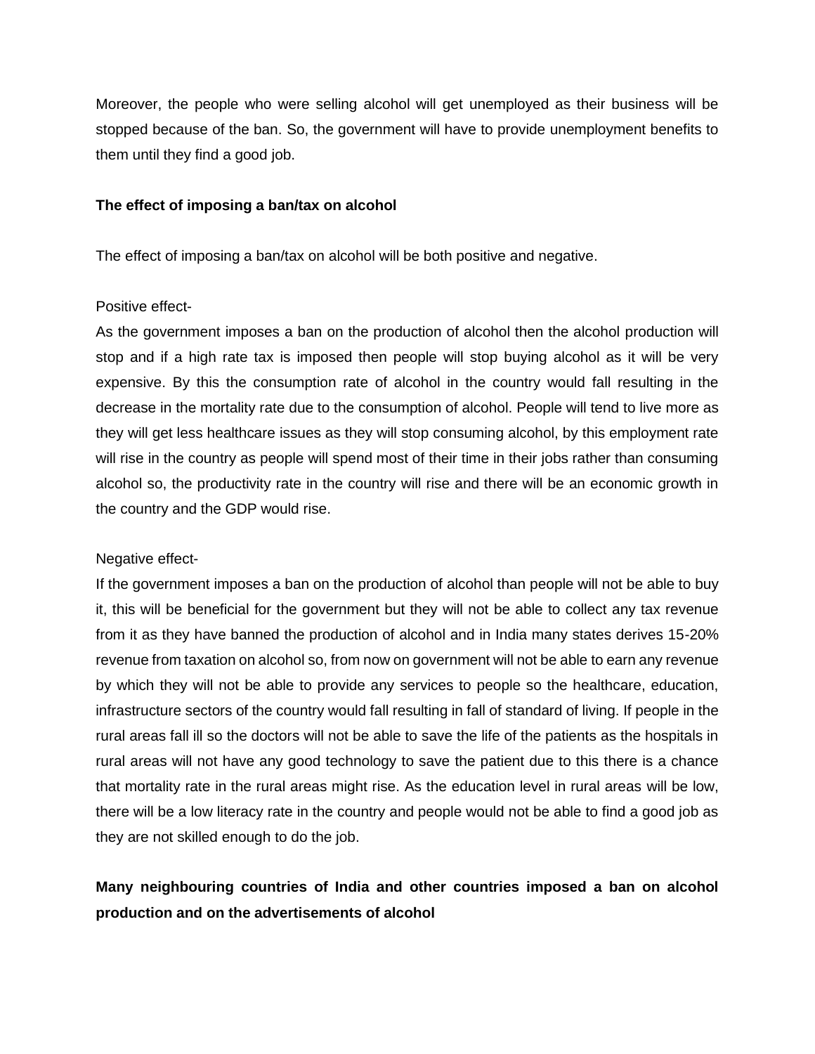Moreover, the people who were selling alcohol will get unemployed as their business will be stopped because of the ban. So, the government will have to provide unemployment benefits to them until they find a good job.

**The effect of imposing a ban/tax on alcohol**

The effect of imposing a ban/tax on alcohol will be both positive and negative.

Positive effect-

As the government imposes a ban on the production of alcohol then the alcohol production will stop and if a high rate tax is imposed then people will stop buying alcohol as it will be very expensive. By this the consumption rate of alcohol in the country would fall resulting in the decrease in the mortality rate due to the consumption of alcohol. People will tend to live more as they will get less healthcare issues as they will stop consuming alcohol, by this employment rate will rise in the country as people will spend most of their time in their jobs rather than consuming alcohol so, the productivity rate in the country will rise and there will be an economic growth in the country and the GDP would rise.

Negative effect-

If the government imposes a ban on the production of alcohol than people will not be able to buy it, this will be beneficial for the government but they will not be able to collect any tax revenue from it as they have banned the production of alcohol and in India many states derives 15-20% revenue from taxation on alcohol so, from now on government will not be able to earn any revenue by which they will not be able to provide any services to people so the healthcare, education, infrastructure sectors of the country would fall resulting in fall of standard of living. If people in the rural areas fall ill so the doctors will not be able to save the life of the patients as the hospitals in rural areas will not have any good technology to save the patient due to this there is a chance that mortality rate in the rural areas might rise. As the education level in rural areas will be low, there will be a low literacy rate in the country and people would not be able to find a good job as they are not skilled enough to do the job.

**Many neighbouring countries of India and other countries imposed a ban on alcohol production and on the advertisements of alcohol**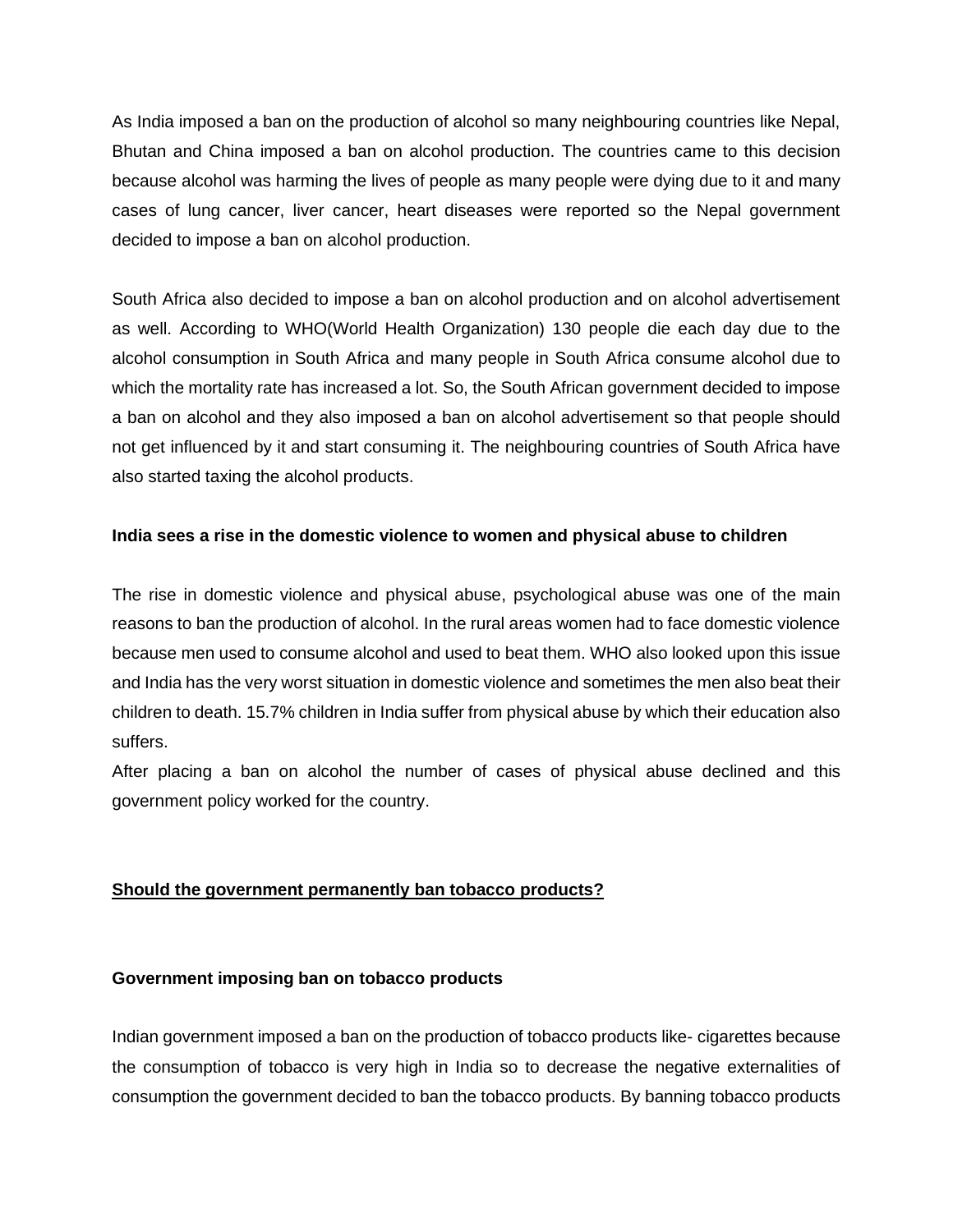As India imposed a ban on the production of alcohol so many neighbouring countries like Nepal, Bhutan and China imposed a ban on alcohol production. The countries came to this decision because alcohol was harming the lives of people as many people were dying due to it and many cases of lung cancer, liver cancer, heart diseases were reported so the Nepal government decided to impose a ban on alcohol production.

South Africa also decided to impose a ban on alcohol production and on alcohol advertisement as well. According to WHO(World Health Organization) 130 people die each day due to the alcohol consumption in South Africa and many people in South Africa consume alcohol due to which the mortality rate has increased a lot. So, the South African government decided to impose a ban on alcohol and they also imposed a ban on alcohol advertisement so that people should not get influenced by it and start consuming it. The neighbouring countries of South Africa have also started taxing the alcohol products.

**India sees a rise in the domestic violence to women and physical abuse to children**

The rise in domestic violence and physical abuse, psychological abuse was one of the main reasons to ban the production of alcohol. In the rural areas women had to face domestic violence because men used to consume alcohol and used to beat them. WHO also looked upon this issue and India has the very worst situation in domestic violence and sometimes the men also beat their children to death. 15.7% children in India suffer from physical abuse by which their education also suffers.
After placing a ban on alcohol the number of cases of physical abuse declined and this government policy worked for the country.

<u>**Should the government permanently ban tobacco products?**</u>

**Government imposing ban on tobacco products**

Indian government imposed a ban on the production of tobacco products like- cigarettes because the consumption of tobacco is very high in India so to decrease the negative externalities of consumption the government decided to ban the tobacco products. By banning tobacco products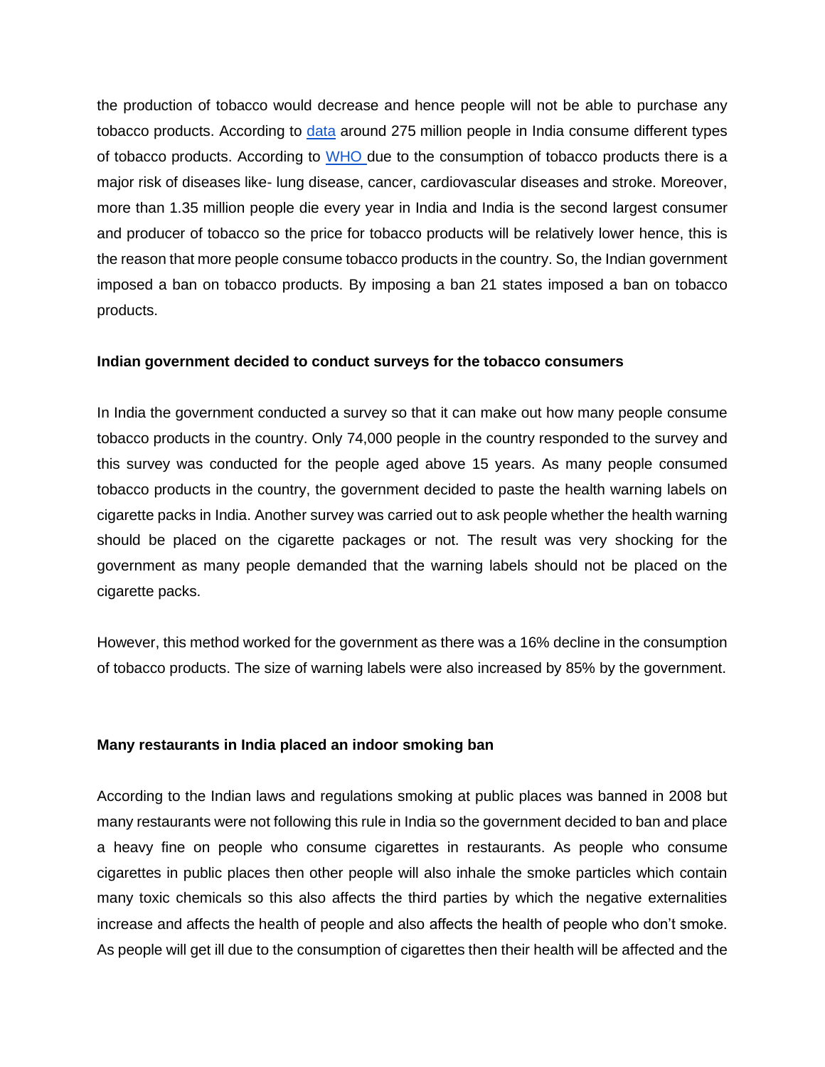the production of tobacco would decrease and hence people will not be able to purchase any tobacco products. According to [data](#) around 275 million people in India consume different types of tobacco products. According to [WHO](#) due to the consumption of tobacco products there is a major risk of diseases like- lung disease, cancer, cardiovascular diseases and stroke. Moreover, more than 1.35 million people die every year in India and India is the second largest consumer and producer of tobacco so the price for tobacco products will be relatively lower hence, this is the reason that more people consume tobacco products in the country. So, the Indian government imposed a ban on tobacco products. By imposing a ban 21 states imposed a ban on tobacco products.

**Indian government decided to conduct surveys for the tobacco consumers**

In India the government conducted a survey so that it can make out how many people consume tobacco products in the country. Only 74,000 people in the country responded to the survey and this survey was conducted for the people aged above 15 years. As many people consumed tobacco products in the country, the government decided to paste the health warning labels on cigarette packs in India. Another survey was carried out to ask people whether the health warning should be placed on the cigarette packages or not. The result was very shocking for the government as many people demanded that the warning labels should not be placed on the cigarette packs.

However, this method worked for the government as there was a 16% decline in the consumption of tobacco products. The size of warning labels were also increased by 85% by the government.

**Many restaurants in India placed an indoor smoking ban**

According to the Indian laws and regulations smoking at public places was banned in 2008 but many restaurants were not following this rule in India so the government decided to ban and place a heavy fine on people who consume cigarettes in restaurants. As people who consume cigarettes in public places then other people will also inhale the smoke particles which contain many toxic chemicals so this also affects the third parties by which the negative externalities increase and affects the health of people and also affects the health of people who don't smoke. As people will get ill due to the consumption of cigarettes then their health will be affected and the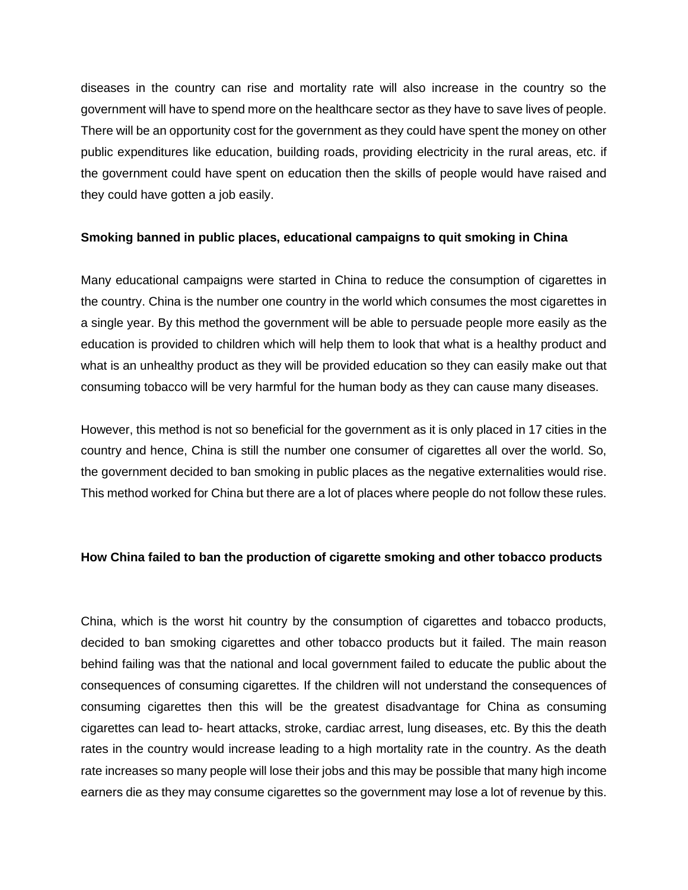diseases in the country can rise and mortality rate will also increase in the country so the government will have to spend more on the healthcare sector as they have to save lives of people. There will be an opportunity cost for the government as they could have spent the money on other public expenditures like education, building roads, providing electricity in the rural areas, etc. if the government could have spent on education then the skills of people would have raised and they could have gotten a job easily.

**Smoking banned in public places, educational campaigns to quit smoking in China**

Many educational campaigns were started in China to reduce the consumption of cigarettes in the country. China is the number one country in the world which consumes the most cigarettes in a single year. By this method the government will be able to persuade people more easily as the education is provided to children which will help them to look that what is a healthy product and what is an unhealthy product as they will be provided education so they can easily make out that consuming tobacco will be very harmful for the human body as they can cause many diseases.

However, this method is not so beneficial for the government as it is only placed in 17 cities in the country and hence, China is still the number one consumer of cigarettes all over the world. So, the government decided to ban smoking in public places as the negative externalities would rise. This method worked for China but there are a lot of places where people do not follow these rules.

**How China failed to ban the production of cigarette smoking and other tobacco products**

China, which is the worst hit country by the consumption of cigarettes and tobacco products, decided to ban smoking cigarettes and other tobacco products but it failed. The main reason behind failing was that the national and local government failed to educate the public about the consequences of consuming cigarettes. If the children will not understand the consequences of consuming cigarettes then this will be the greatest disadvantage for China as consuming cigarettes can lead to- heart attacks, stroke, cardiac arrest, lung diseases, etc. By this the death rates in the country would increase leading to a high mortality rate in the country. As the death rate increases so many people will lose their jobs and this may be possible that many high income earners die as they may consume cigarettes so the government may lose a lot of revenue by this.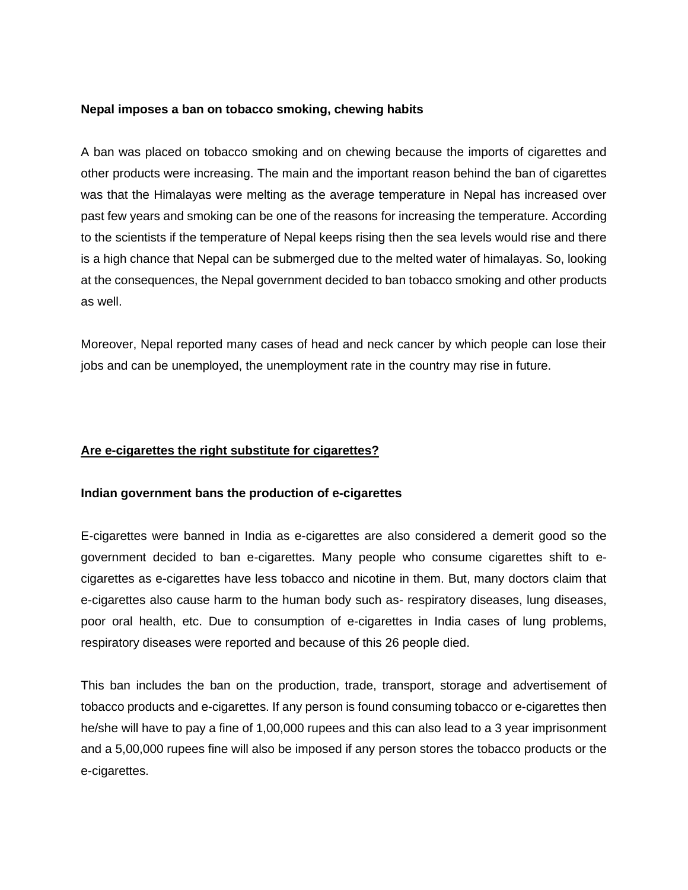**Nepal imposes a ban on tobacco smoking, chewing habits**

A ban was placed on tobacco smoking and on chewing because the imports of cigarettes and other products were increasing. The main and the important reason behind the ban of cigarettes was that the Himalayas were melting as the average temperature in Nepal has increased over past few years and smoking can be one of the reasons for increasing the temperature. According to the scientists if the temperature of Nepal keeps rising then the sea levels would rise and there is a high chance that Nepal can be submerged due to the melted water of himalayas. So, looking at the consequences, the Nepal government decided to ban tobacco smoking and other products as well.

Moreover, Nepal reported many cases of head and neck cancer by which people can lose their jobs and can be unemployed, the unemployment rate in the country may rise in future.

**<u>Are e-cigarettes the right substitute for cigarettes?</u>**

**Indian government bans the production of e-cigarettes**

E-cigarettes were banned in India as e-cigarettes are also considered a demerit good so the government decided to ban e-cigarettes. Many people who consume cigarettes shift to e-cigarettes as e-cigarettes have less tobacco and nicotine in them. But, many doctors claim that e-cigarettes also cause harm to the human body such as- respiratory diseases, lung diseases, poor oral health, etc. Due to consumption of e-cigarettes in India cases of lung problems, respiratory diseases were reported and because of this 26 people died.

This ban includes the ban on the production, trade, transport, storage and advertisement of tobacco products and e-cigarettes. If any person is found consuming tobacco or e-cigarettes then he/she will have to pay a fine of 1,00,000 rupees and this can also lead to a 3 year imprisonment and a 5,00,000 rupees fine will also be imposed if any person stores the tobacco products or the e-cigarettes.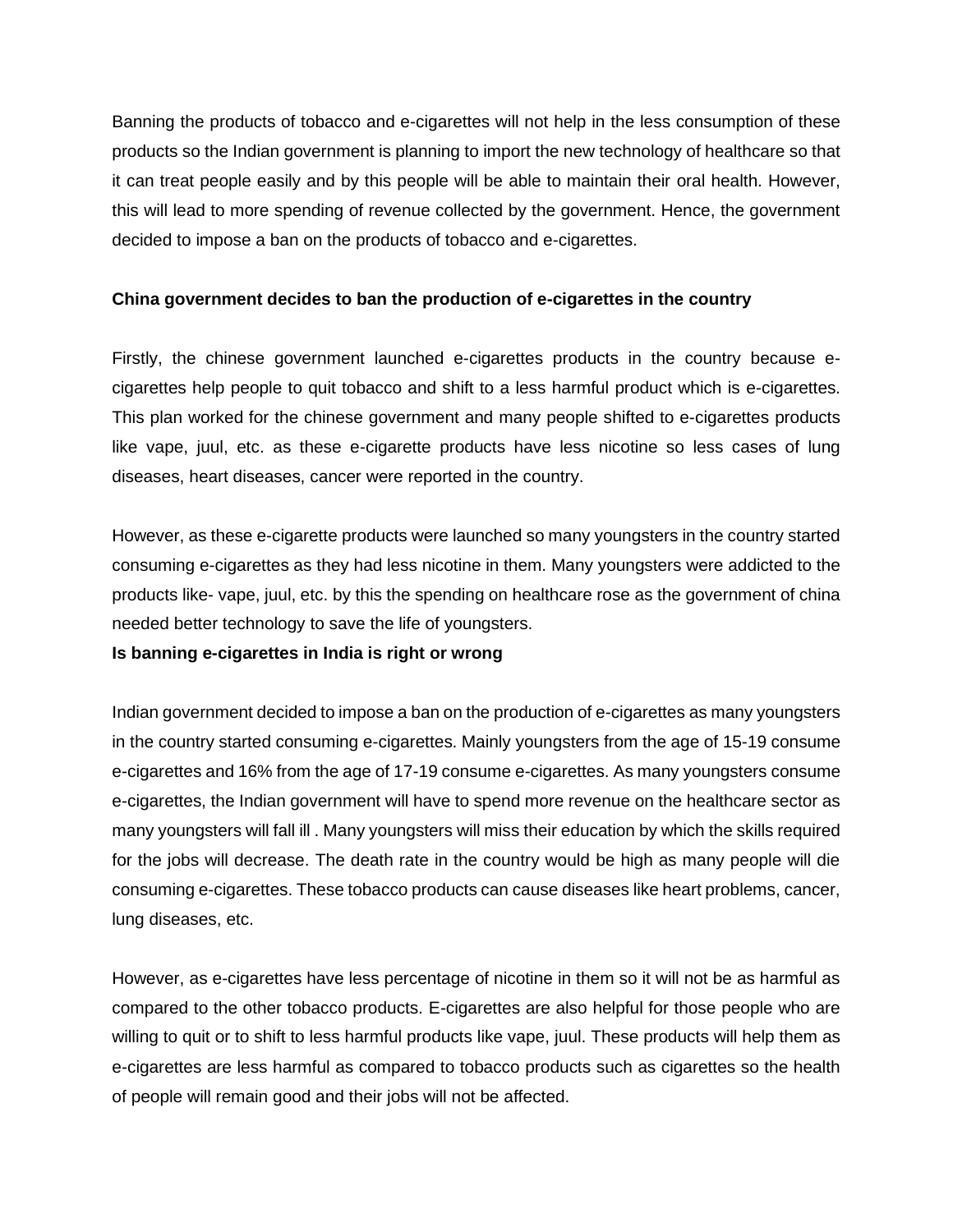Banning the products of tobacco and e-cigarettes will not help in the less consumption of these products so the Indian government is planning to import the new technology of healthcare so that it can treat people easily and by this people will be able to maintain their oral health. However, this will lead to more spending of revenue collected by the government. Hence, the government decided to impose a ban on the products of tobacco and e-cigarettes.

**China government decides to ban the production of e-cigarettes in the country**

Firstly, the chinese government launched e-cigarettes products in the country because e-cigarettes help people to quit tobacco and shift to a less harmful product which is e-cigarettes. This plan worked for the chinese government and many people shifted to e-cigarettes products like vape, juul, etc. as these e-cigarette products have less nicotine so less cases of lung diseases, heart diseases, cancer were reported in the country.

However, as these e-cigarette products were launched so many youngsters in the country started consuming e-cigarettes as they had less nicotine in them. Many youngsters were addicted to the products like- vape, juul, etc. by this the spending on healthcare rose as the government of china needed better technology to save the life of youngsters.

**Is banning e-cigarettes in India is right or wrong**

Indian government decided to impose a ban on the production of e-cigarettes as many youngsters in the country started consuming e-cigarettes. Mainly youngsters from the age of 15-19 consume e-cigarettes and 16% from the age of 17-19 consume e-cigarettes. As many youngsters consume e-cigarettes, the Indian government will have to spend more revenue on the healthcare sector as many youngsters will fall ill . Many youngsters will miss their education by which the skills required for the jobs will decrease. The death rate in the country would be high as many people will die consuming e-cigarettes. These tobacco products can cause diseases like heart problems, cancer, lung diseases, etc.

However, as e-cigarettes have less percentage of nicotine in them so it will not be as harmful as compared to the other tobacco products. E-cigarettes are also helpful for those people who are willing to quit or to shift to less harmful products like vape, juul. These products will help them as e-cigarettes are less harmful as compared to tobacco products such as cigarettes so the health of people will remain good and their jobs will not be affected.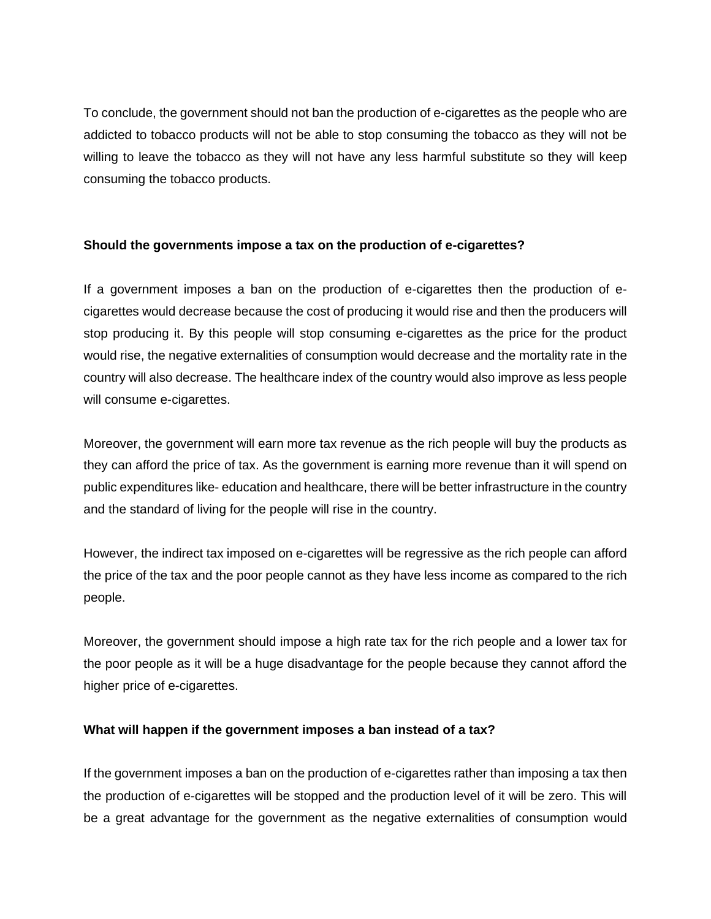To conclude, the government should not ban the production of e-cigarettes as the people who are addicted to tobacco products will not be able to stop consuming the tobacco as they will not be willing to leave the tobacco as they will not have any less harmful substitute so they will keep consuming the tobacco products.

**Should the governments impose a tax on the production of e-cigarettes?**

If a government imposes a ban on the production of e-cigarettes then the production of e-cigarettes would decrease because the cost of producing it would rise and then the producers will stop producing it. By this people will stop consuming e-cigarettes as the price for the product would rise, the negative externalities of consumption would decrease and the mortality rate in the country will also decrease. The healthcare index of the country would also improve as less people will consume e-cigarettes.

Moreover, the government will earn more tax revenue as the rich people will buy the products as they can afford the price of tax. As the government is earning more revenue than it will spend on public expenditures like- education and healthcare, there will be better infrastructure in the country and the standard of living for the people will rise in the country.

However, the indirect tax imposed on e-cigarettes will be regressive as the rich people can afford the price of the tax and the poor people cannot as they have less income as compared to the rich people.

Moreover, the government should impose a high rate tax for the rich people and a lower tax for the poor people as it will be a huge disadvantage for the people because they cannot afford the higher price of e-cigarettes.

**What will happen if the government imposes a ban instead of a tax?**

If the government imposes a ban on the production of e-cigarettes rather than imposing a tax then the production of e-cigarettes will be stopped and the production level of it will be zero. This will be a great advantage for the government as the negative externalities of consumption would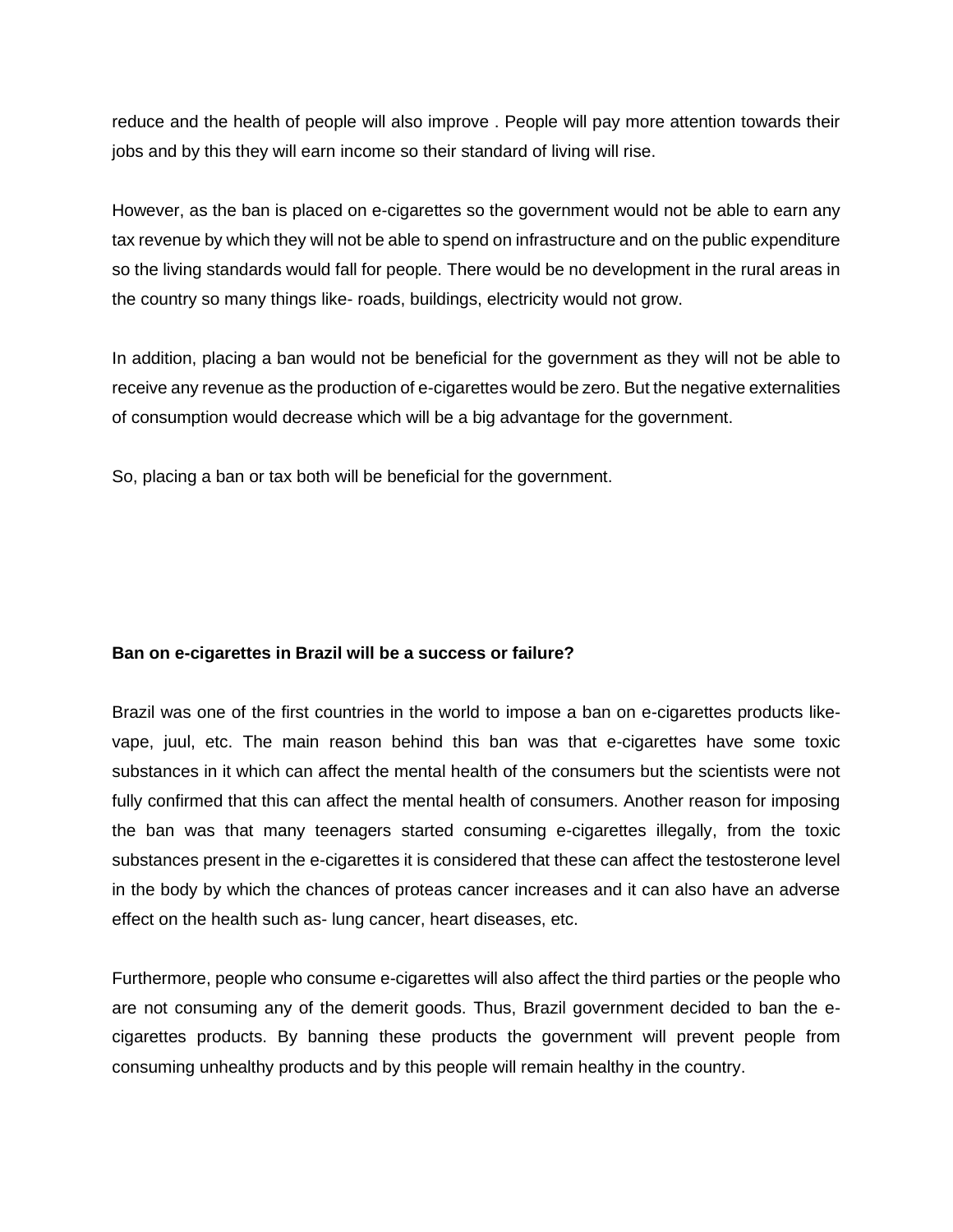reduce and the health of people will also improve . People will pay more attention towards their jobs and by this they will earn income so their standard of living will rise.

However, as the ban is placed on e-cigarettes so the government would not be able to earn any tax revenue by which they will not be able to spend on infrastructure and on the public expenditure so the living standards would fall for people. There would be no development in the rural areas in the country so many things like- roads, buildings, electricity would not grow.

In addition, placing a ban would not be beneficial for the government as they will not be able to receive any revenue as the production of e-cigarettes would be zero. But the negative externalities of consumption would decrease which will be a big advantage for the government.

So, placing a ban or tax both will be beneficial for the government.

**Ban on e-cigarettes in Brazil will be a success or failure?**

Brazil was one of the first countries in the world to impose a ban on e-cigarettes products like- vape, juul, etc. The main reason behind this ban was that e-cigarettes have some toxic substances in it which can affect the mental health of the consumers but the scientists were not fully confirmed that this can affect the mental health of consumers. Another reason for imposing the ban was that many teenagers started consuming e-cigarettes illegally, from the toxic substances present in the e-cigarettes it is considered that these can affect the testosterone level in the body by which the chances of proteas cancer increases and it can also have an adverse effect on the health such as- lung cancer, heart diseases, etc.

Furthermore, people who consume e-cigarettes will also affect the third parties or the people who are not consuming any of the demerit goods. Thus, Brazil government decided to ban the e-cigarettes products. By banning these products the government will prevent people from consuming unhealthy products and by this people will remain healthy in the country.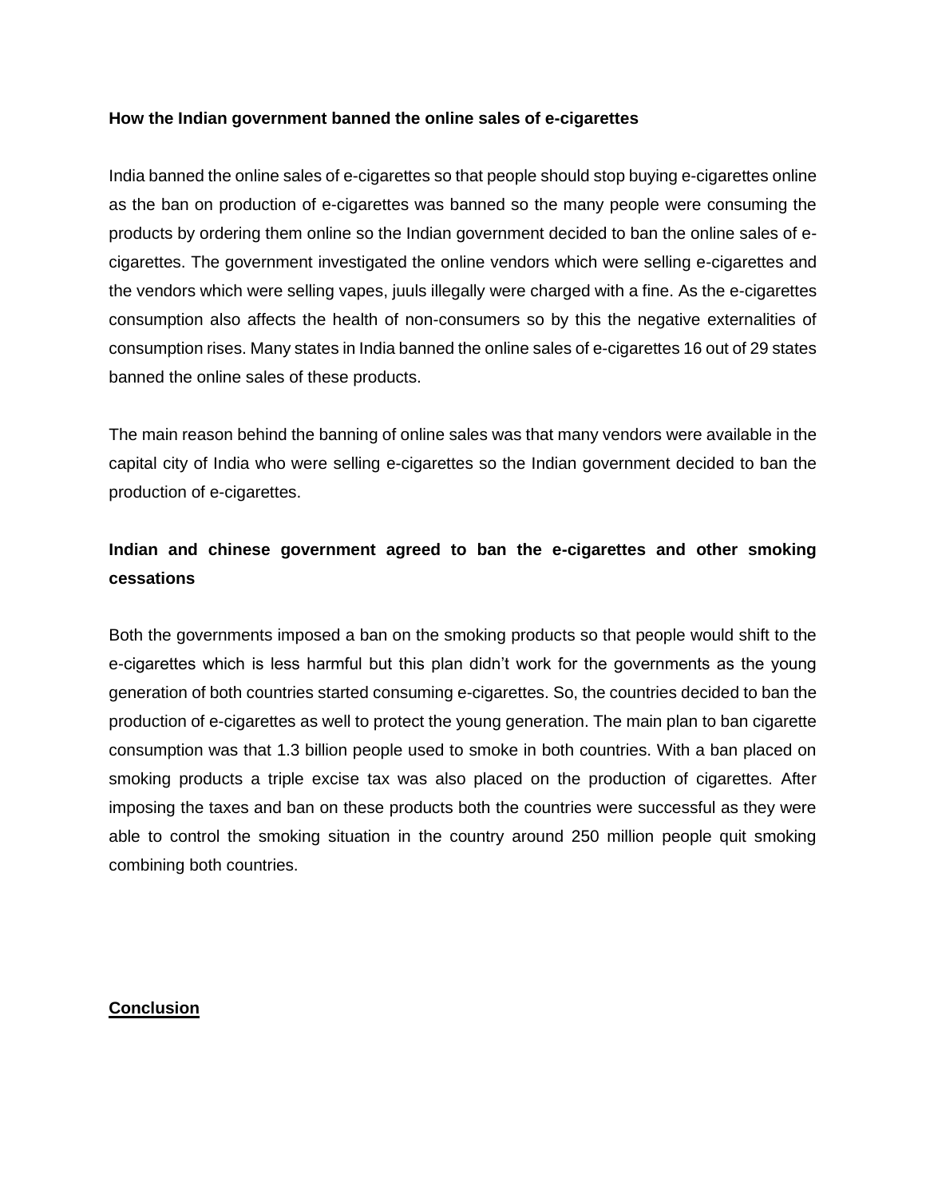**How the Indian government banned the online sales of e-cigarettes**

India banned the online sales of e-cigarettes so that people should stop buying e-cigarettes online as the ban on production of e-cigarettes was banned so the many people were consuming the products by ordering them online so the Indian government decided to ban the online sales of e-cigarettes. The government investigated the online vendors which were selling e-cigarettes and the vendors which were selling vapes, juuls illegally were charged with a fine. As the e-cigarettes consumption also affects the health of non-consumers so by this the negative externalities of consumption rises. Many states in India banned the online sales of e-cigarettes 16 out of 29 states banned the online sales of these products.

The main reason behind the banning of online sales was that many vendors were available in the capital city of India who were selling e-cigarettes so the Indian government decided to ban the production of e-cigarettes.

**Indian and chinese government agreed to ban the e-cigarettes and other smoking cessations**

Both the governments imposed a ban on the smoking products so that people would shift to the e-cigarettes which is less harmful but this plan didn't work for the governments as the young generation of both countries started consuming e-cigarettes. So, the countries decided to ban the production of e-cigarettes as well to protect the young generation. The main plan to ban cigarette consumption was that 1.3 billion people used to smoke in both countries. With a ban placed on smoking products a triple excise tax was also placed on the production of cigarettes. After imposing the taxes and ban on these products both the countries were successful as they were able to control the smoking situation in the country around 250 million people quit smoking combining both countries.

**Conclusion**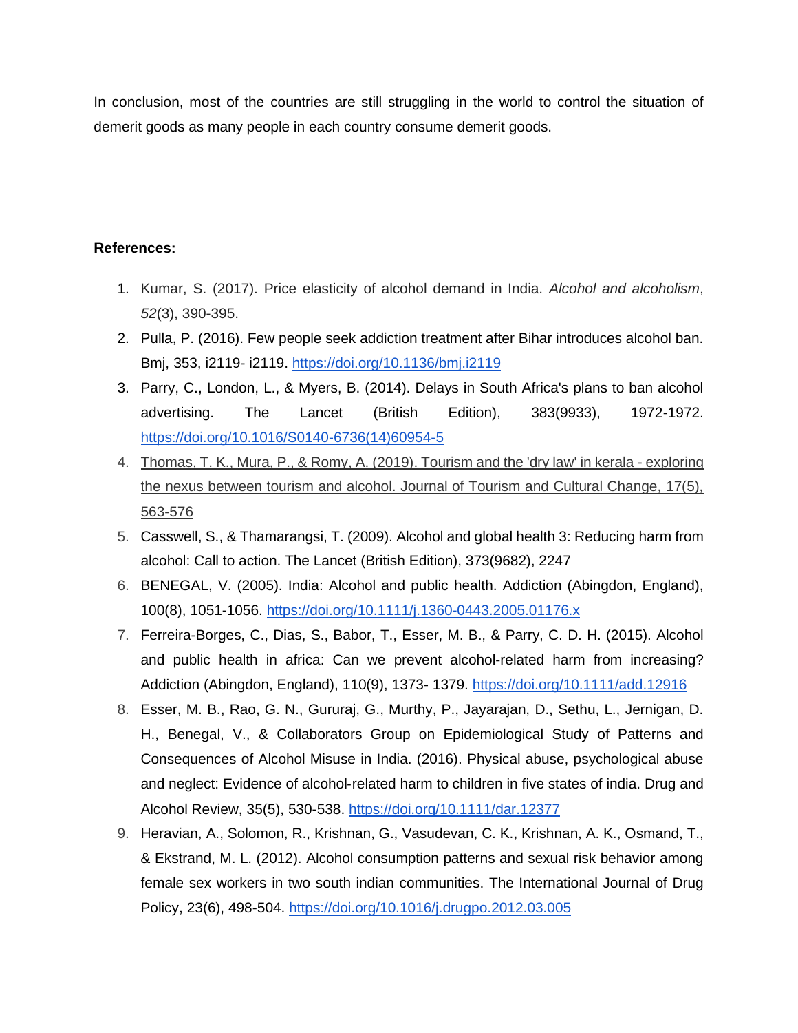In conclusion, most of the countries are still struggling in the world to control the situation of demerit goods as many people in each country consume demerit goods.

**References:**

1. Kumar, S. (2017). Price elasticity of alcohol demand in India. *Alcohol and alcoholism*, *52*(3), 390-395.
2. Pulla, P. (2016). Few people seek addiction treatment after Bihar introduces alcohol ban. Bmj, 353, i2119- i2119. https://doi.org/10.1136/bmj.i2119
3. Parry, C., London, L., & Myers, B. (2014). Delays in South Africa's plans to ban alcohol advertising. The Lancet (British Edition), 383(9933), 1972-1972. https://doi.org/10.1016/S0140-6736(14)60954-5
4. Thomas, T. K., Mura, P., & Romy, A. (2019). Tourism and the 'dry law' in kerala - exploring the nexus between tourism and alcohol. Journal of Tourism and Cultural Change, 17(5), 563-576
5. Casswell, S., & Thamarangsi, T. (2009). Alcohol and global health 3: Reducing harm from alcohol: Call to action. The Lancet (British Edition), 373(9682), 2247
6. BENEGAL, V. (2005). India: Alcohol and public health. Addiction (Abingdon, England), 100(8), 1051-1056. https://doi.org/10.1111/j.1360-0443.2005.01176.x
7. Ferreira-Borges, C., Dias, S., Babor, T., Esser, M. B., & Parry, C. D. H. (2015). Alcohol and public health in africa: Can we prevent alcohol-related harm from increasing? Addiction (Abingdon, England), 110(9), 1373- 1379. https://doi.org/10.1111/add.12916
8. Esser, M. B., Rao, G. N., Gururaj, G., Murthy, P., Jayarajan, D., Sethu, L., Jernigan, D. H., Benegal, V., & Collaborators Group on Epidemiological Study of Patterns and Consequences of Alcohol Misuse in India. (2016). Physical abuse, psychological abuse and neglect: Evidence of alcohol-related harm to children in five states of india. Drug and Alcohol Review, 35(5), 530-538. https://doi.org/10.1111/dar.12377
9. Heravian, A., Solomon, R., Krishnan, G., Vasudevan, C. K., Krishnan, A. K., Osmand, T., & Ekstrand, M. L. (2012). Alcohol consumption patterns and sexual risk behavior among female sex workers in two south indian communities. The International Journal of Drug Policy, 23(6), 498-504. https://doi.org/10.1016/j.drugpo.2012.03.005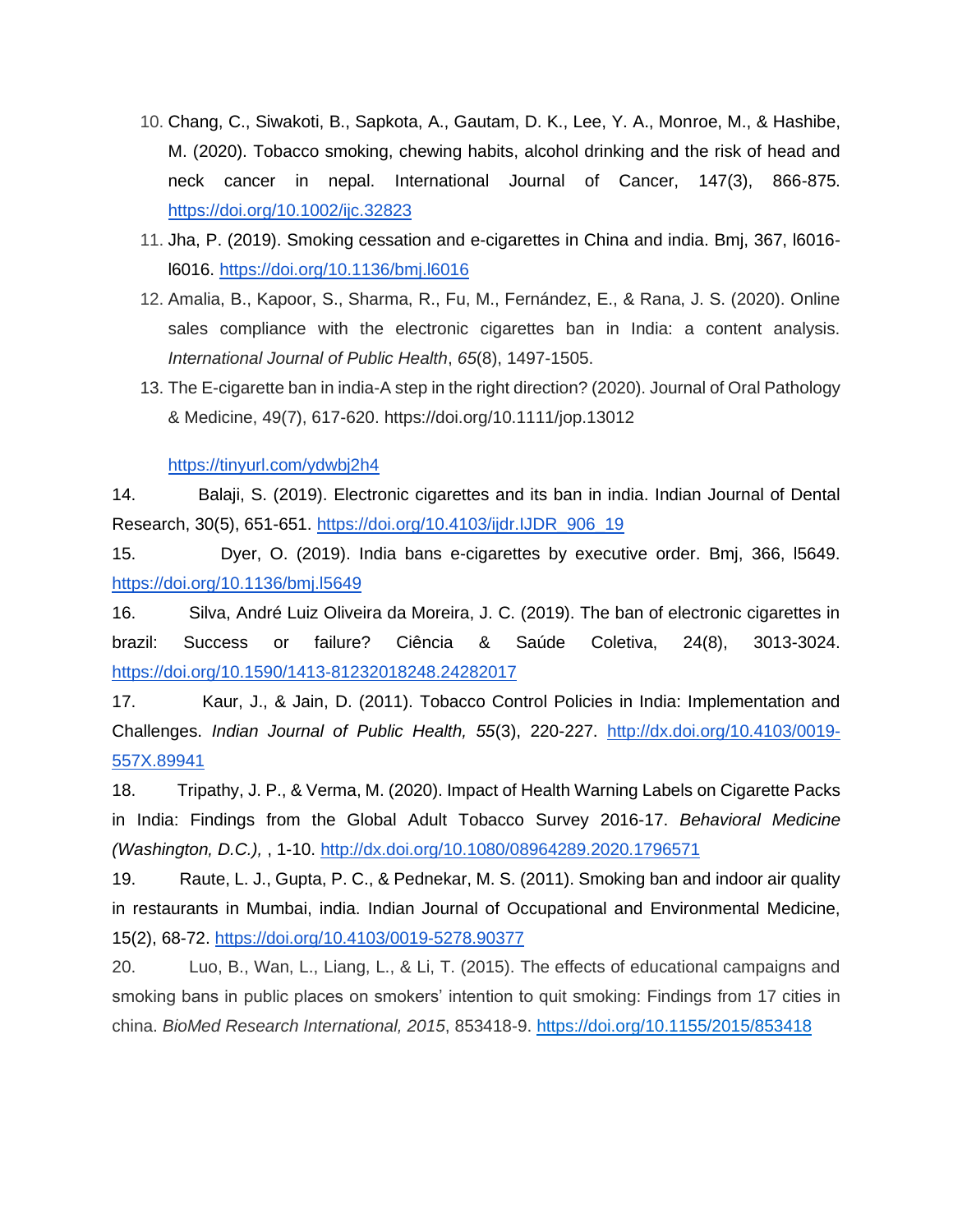10. Chang, C., Siwakoti, B., Sapkota, A., Gautam, D. K., Lee, Y. A., Monroe, M., & Hashibe, M. (2020). Tobacco smoking, chewing habits, alcohol drinking and the risk of head and neck cancer in nepal. International Journal of Cancer, 147(3), 866-875. https://doi.org/10.1002/ijc.32823
11. Jha, P. (2019). Smoking cessation and e-cigarettes in China and india. Bmj, 367, l6016-l6016. https://doi.org/10.1136/bmj.l6016
12. Amalia, B., Kapoor, S., Sharma, R., Fu, M., Fernández, E., & Rana, J. S. (2020). Online sales compliance with the electronic cigarettes ban in India: a content analysis. *International Journal of Public Health*, *65*(8), 1497-1505.
13. The E-cigarette ban in india-A step in the right direction? (2020). Journal of Oral Pathology & Medicine, 49(7), 617-620. https://doi.org/10.1111/jop.13012

    https://tinyurl.com/ydwbj2h4

14. Balaji, S. (2019). Electronic cigarettes and its ban in india. Indian Journal of Dental Research, 30(5), 651-651. https://doi.org/10.4103/ijdr.IJDR_906_19
15. Dyer, O. (2019). India bans e-cigarettes by executive order. Bmj, 366, l5649. https://doi.org/10.1136/bmj.l5649
16. Silva, André Luiz Oliveira da Moreira, J. C. (2019). The ban of electronic cigarettes in brazil: Success or failure? Ciência & Saúde Coletiva, 24(8), 3013-3024. https://doi.org/10.1590/1413-81232018248.24282017
17. Kaur, J., & Jain, D. (2011). Tobacco Control Policies in India: Implementation and Challenges. *Indian Journal of Public Health, 55*(3), 220-227. http://dx.doi.org/10.4103/0019-557X.89941
18. Tripathy, J. P., & Verma, M. (2020). Impact of Health Warning Labels on Cigarette Packs in India: Findings from the Global Adult Tobacco Survey 2016-17. *Behavioral Medicine (Washington, D.C.),* , 1-10. http://dx.doi.org/10.1080/08964289.2020.1796571
19. Raute, L. J., Gupta, P. C., & Pednekar, M. S. (2011). Smoking ban and indoor air quality in restaurants in Mumbai, india. Indian Journal of Occupational and Environmental Medicine, 15(2), 68-72. https://doi.org/10.4103/0019-5278.90377
20. Luo, B., Wan, L., Liang, L., & Li, T. (2015). The effects of educational campaigns and smoking bans in public places on smokers' intention to quit smoking: Findings from 17 cities in china. *BioMed Research International, 2015*, 853418-9. https://doi.org/10.1155/2015/853418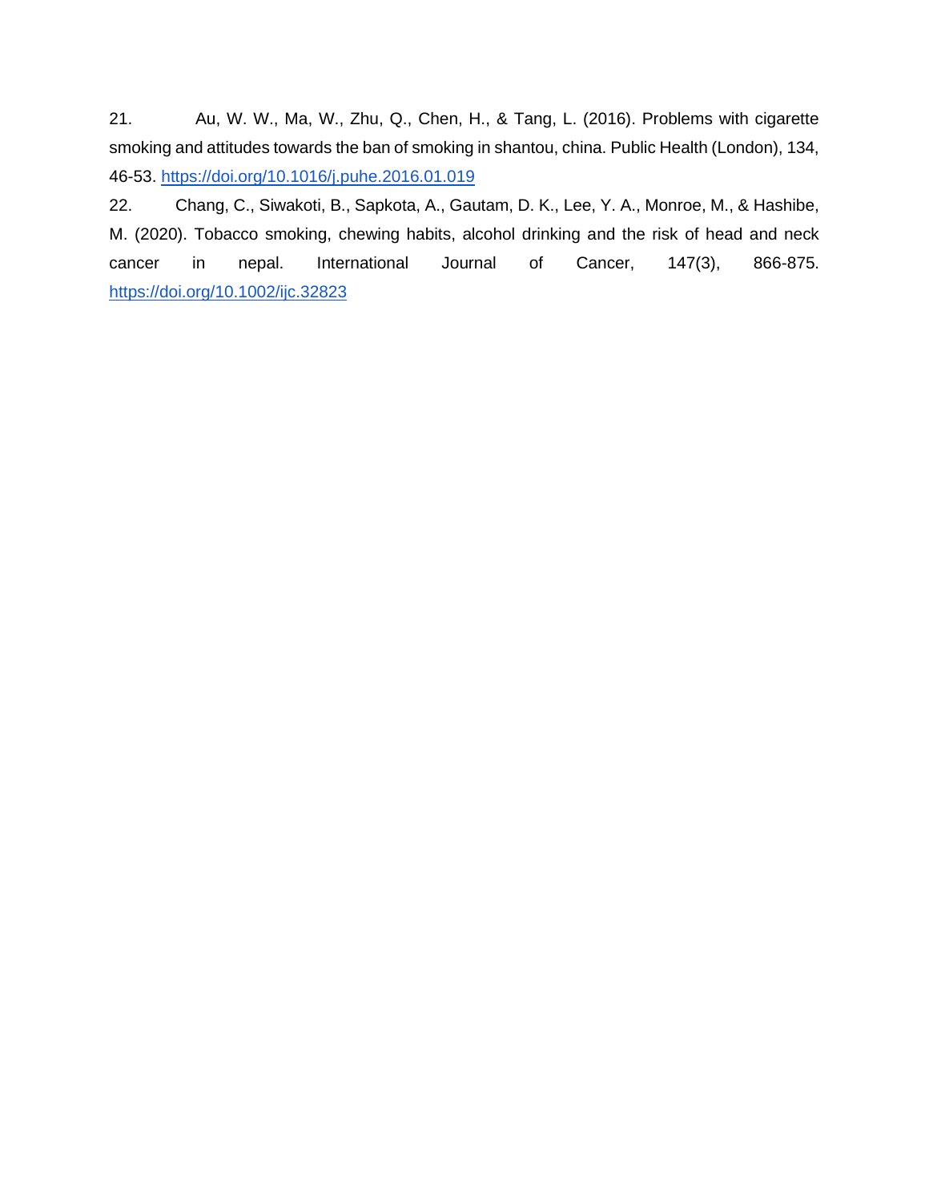21. Au, W. W., Ma, W., Zhu, Q., Chen, H., & Tang, L. (2016). Problems with cigarette smoking and attitudes towards the ban of smoking in shantou, china. Public Health (London), 134, 46-53. https://doi.org/10.1016/j.puhe.2016.01.019

22. Chang, C., Siwakoti, B., Sapkota, A., Gautam, D. K., Lee, Y. A., Monroe, M., & Hashibe, M. (2020). Tobacco smoking, chewing habits, alcohol drinking and the risk of head and neck cancer in nepal. International Journal of Cancer, 147(3), 866-875. https://doi.org/10.1002/ijc.32823